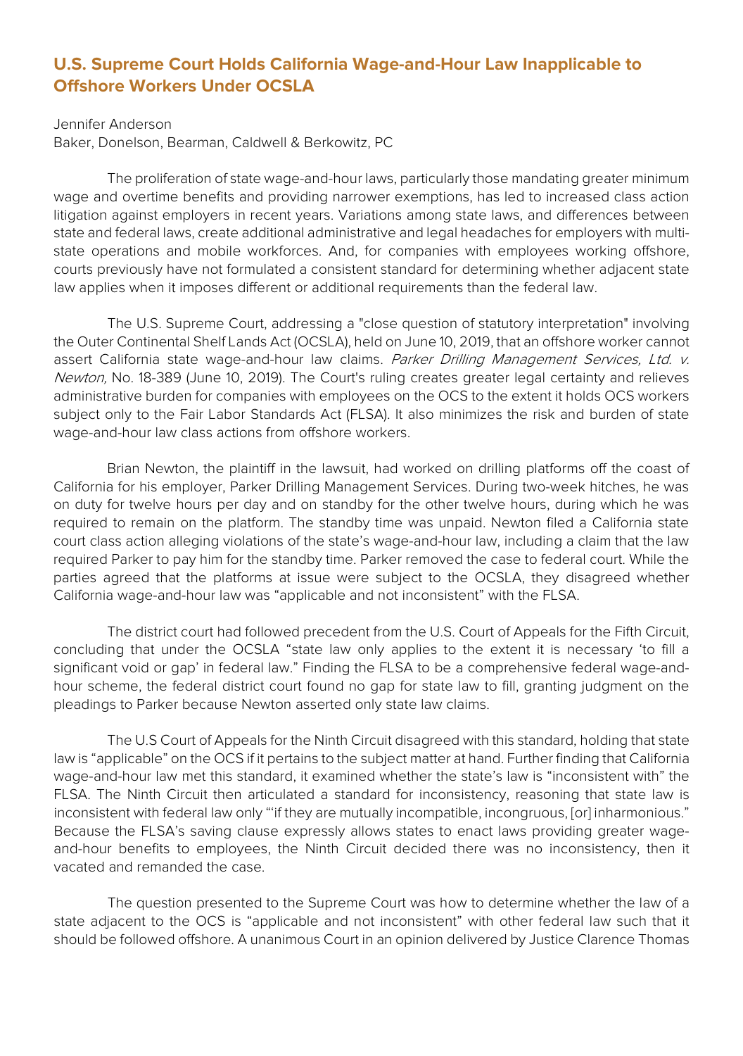# U.S. Supreme Court Holds California Wage-and-Hour Law Inapplicable to Offshore Workers Under OCSLA

Jennifer Anderson
Baker, Donelson, Bearman, Caldwell & Berkowitz, PC

The proliferation of state wage-and-hour laws, particularly those mandating greater minimum wage and overtime benefits and providing narrower exemptions, has led to increased class action litigation against employers in recent years. Variations among state laws, and differences between state and federal laws, create additional administrative and legal headaches for employers with multi-state operations and mobile workforces. And, for companies with employees working offshore, courts previously have not formulated a consistent standard for determining whether adjacent state law applies when it imposes different or additional requirements than the federal law.

The U.S. Supreme Court, addressing a "close question of statutory interpretation" involving the Outer Continental Shelf Lands Act (OCSLA), held on June 10, 2019, that an offshore worker cannot assert California state wage-and-hour law claims. *Parker Drilling Management Services, Ltd. v. Newton,* No. 18-389 (June 10, 2019). The Court's ruling creates greater legal certainty and relieves administrative burden for companies with employees on the OCS to the extent it holds OCS workers subject only to the Fair Labor Standards Act (FLSA). It also minimizes the risk and burden of state wage-and-hour law class actions from offshore workers.

Brian Newton, the plaintiff in the lawsuit, had worked on drilling platforms off the coast of California for his employer, Parker Drilling Management Services. During two-week hitches, he was on duty for twelve hours per day and on standby for the other twelve hours, during which he was required to remain on the platform. The standby time was unpaid. Newton filed a California state court class action alleging violations of the state's wage-and-hour law, including a claim that the law required Parker to pay him for the standby time. Parker removed the case to federal court. While the parties agreed that the platforms at issue were subject to the OCSLA, they disagreed whether California wage-and-hour law was "applicable and not inconsistent" with the FLSA.

The district court had followed precedent from the U.S. Court of Appeals for the Fifth Circuit, concluding that under the OCSLA "state law only applies to the extent it is necessary 'to fill a significant void or gap' in federal law." Finding the FLSA to be a comprehensive federal wage-and-hour scheme, the federal district court found no gap for state law to fill, granting judgment on the pleadings to Parker because Newton asserted only state law claims.

The U.S Court of Appeals for the Ninth Circuit disagreed with this standard, holding that state law is "applicable" on the OCS if it pertains to the subject matter at hand. Further finding that California wage-and-hour law met this standard, it examined whether the state's law is "inconsistent with" the FLSA. The Ninth Circuit then articulated a standard for inconsistency, reasoning that state law is inconsistent with federal law only "'if they are mutually incompatible, incongruous, [or] inharmonious." Because the FLSA's saving clause expressly allows states to enact laws providing greater wage-and-hour benefits to employees, the Ninth Circuit decided there was no inconsistency, then it vacated and remanded the case.

The question presented to the Supreme Court was how to determine whether the law of a state adjacent to the OCS is "applicable and not inconsistent" with other federal law such that it should be followed offshore. A unanimous Court in an opinion delivered by Justice Clarence Thomas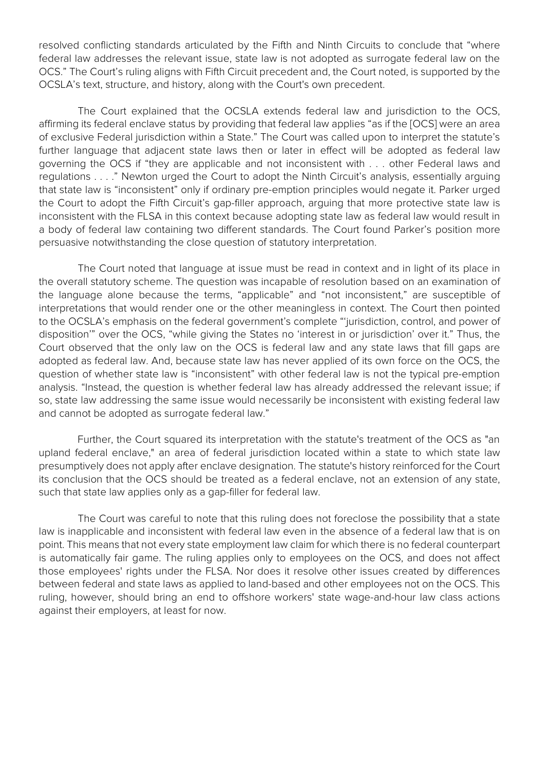resolved conflicting standards articulated by the Fifth and Ninth Circuits to conclude that "where federal law addresses the relevant issue, state law is not adopted as surrogate federal law on the OCS." The Court's ruling aligns with Fifth Circuit precedent and, the Court noted, is supported by the OCSLA's text, structure, and history, along with the Court's own precedent.

The Court explained that the OCSLA extends federal law and jurisdiction to the OCS, affirming its federal enclave status by providing that federal law applies "as if the [OCS] were an area of exclusive Federal jurisdiction within a State." The Court was called upon to interpret the statute's further language that adjacent state laws then or later in effect will be adopted as federal law governing the OCS if "they are applicable and not inconsistent with . . . other Federal laws and regulations . . . ." Newton urged the Court to adopt the Ninth Circuit's analysis, essentially arguing that state law is "inconsistent" only if ordinary pre-emption principles would negate it. Parker urged the Court to adopt the Fifth Circuit's gap-filler approach, arguing that more protective state law is inconsistent with the FLSA in this context because adopting state law as federal law would result in a body of federal law containing two different standards. The Court found Parker's position more persuasive notwithstanding the close question of statutory interpretation.

The Court noted that language at issue must be read in context and in light of its place in the overall statutory scheme. The question was incapable of resolution based on an examination of the language alone because the terms, "applicable" and "not inconsistent," are susceptible of interpretations that would render one or the other meaningless in context. The Court then pointed to the OCSLA's emphasis on the federal government's complete "'jurisdiction, control, and power of disposition'" over the OCS, "while giving the States no 'interest in or jurisdiction' over it." Thus, the Court observed that the only law on the OCS is federal law and any state laws that fill gaps are adopted as federal law. And, because state law has never applied of its own force on the OCS, the question of whether state law is "inconsistent" with other federal law is not the typical pre-emption analysis. "Instead, the question is whether federal law has already addressed the relevant issue; if so, state law addressing the same issue would necessarily be inconsistent with existing federal law and cannot be adopted as surrogate federal law."

Further, the Court squared its interpretation with the statute's treatment of the OCS as "an upland federal enclave," an area of federal jurisdiction located within a state to which state law presumptively does not apply after enclave designation. The statute's history reinforced for the Court its conclusion that the OCS should be treated as a federal enclave, not an extension of any state, such that state law applies only as a gap-filler for federal law.

The Court was careful to note that this ruling does not foreclose the possibility that a state law is inapplicable and inconsistent with federal law even in the absence of a federal law that is on point. This means that not every state employment law claim for which there is no federal counterpart is automatically fair game. The ruling applies only to employees on the OCS, and does not affect those employees' rights under the FLSA. Nor does it resolve other issues created by differences between federal and state laws as applied to land-based and other employees not on the OCS. This ruling, however, should bring an end to offshore workers' state wage-and-hour law class actions against their employers, at least for now.